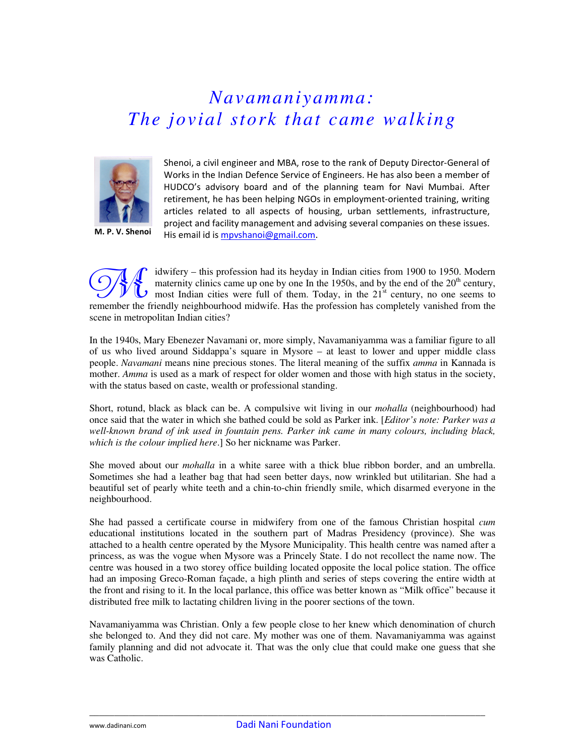# Navamaniyamma: The jovial stork that came walking

M. P. V. Shenoi

Shenoi, a civil engineer and MBA, rose to the rank of Deputy Director-General of Works in the Indian Defence Service of Engineers. He has also been a member of HUDCO's advisory board and of the planning team for Navi Mumbai. After retirement, he has been helping NGOs in employment-oriented training, writing articles related to all aspects of housing, urban settlements, infrastructure, project and facility management and advising several companies on these issues. His email id is mpvshanoi@gmail.com.

Midwifery – this profession had its heyday in Indian cities from 1900 to 1950. Modern maternity clinics came up one by one In the 1950s, and by the end of the 20th century, most Indian cities were full of them. Today, in the 21st century, no one seems to remember the friendly neighbourhood midwife. Has the profession has completely vanished from the scene in metropolitan Indian cities?

In the 1940s, Mary Ebenezer Navamani or, more simply, Navamaniyamma was a familiar figure to all of us who lived around Siddappa's square in Mysore – at least to lower and upper middle class people. *Navamani* means nine precious stones. The literal meaning of the suffix *amma* in Kannada is mother. *Amma* is used as a mark of respect for older women and those with high status in the society, with the status based on caste, wealth or professional standing.

Short, rotund, black as black can be. A compulsive wit living in our *mohalla* (neighbourhood) had once said that the water in which she bathed could be sold as Parker ink. [*Editor's note: Parker was a well-known brand of ink used in fountain pens. Parker ink came in many colours, including black, which is the colour implied here*.] So her nickname was Parker.

She moved about our *mohalla* in a white saree with a thick blue ribbon border, and an umbrella. Sometimes she had a leather bag that had seen better days, now wrinkled but utilitarian. She had a beautiful set of pearly white teeth and a chin-to-chin friendly smile, which disarmed everyone in the neighbourhood.

She had passed a certificate course in midwifery from one of the famous Christian hospital *cum* educational institutions located in the southern part of Madras Presidency (province). She was attached to a health centre operated by the Mysore Municipality. This health centre was named after a princess, as was the vogue when Mysore was a Princely State. I do not recollect the name now. The centre was housed in a two storey office building located opposite the local police station. The office had an imposing Greco-Roman façade, a high plinth and series of steps covering the entire width at the front and rising to it. In the local parlance, this office was better known as "Milk office" because it distributed free milk to lactating children living in the poorer sections of the town.

Navamaniyamma was Christian. Only a few people close to her knew which denomination of church she belonged to. And they did not care. My mother was one of them. Navamaniyamma was against family planning and did not advocate it. That was the only clue that could make one guess that she was Catholic.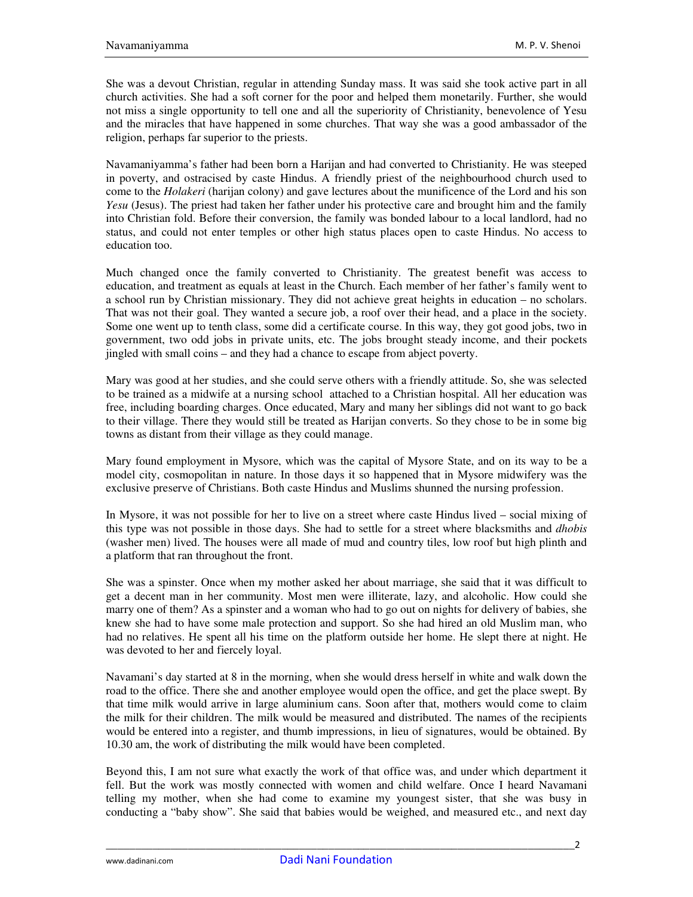She was a devout Christian, regular in attending Sunday mass. It was said she took active part in all church activities. She had a soft corner for the poor and helped them monetarily. Further, she would not miss a single opportunity to tell one and all the superiority of Christianity, benevolence of Yesu and the miracles that have happened in some churches. That way she was a good ambassador of the religion, perhaps far superior to the priests.

Navamaniyamma's father had been born a Harijan and had converted to Christianity. He was steeped in poverty, and ostracised by caste Hindus. A friendly priest of the neighbourhood church used to come to the *Holakeri* (harijan colony) and gave lectures about the munificence of the Lord and his son *Yesu* (Jesus). The priest had taken her father under his protective care and brought him and the family into Christian fold. Before their conversion, the family was bonded labour to a local landlord, had no status, and could not enter temples or other high status places open to caste Hindus. No access to education too.

Much changed once the family converted to Christianity. The greatest benefit was access to education, and treatment as equals at least in the Church. Each member of her father's family went to a school run by Christian missionary. They did not achieve great heights in education – no scholars. That was not their goal. They wanted a secure job, a roof over their head, and a place in the society. Some one went up to tenth class, some did a certificate course. In this way, they got good jobs, two in government, two odd jobs in private units, etc. The jobs brought steady income, and their pockets jingled with small coins – and they had a chance to escape from abject poverty.

Mary was good at her studies, and she could serve others with a friendly attitude. So, she was selected to be trained as a midwife at a nursing school attached to a Christian hospital. All her education was free, including boarding charges. Once educated, Mary and many her siblings did not want to go back to their village. There they would still be treated as Harijan converts. So they chose to be in some big towns as distant from their village as they could manage.

Mary found employment in Mysore, which was the capital of Mysore State, and on its way to be a model city, cosmopolitan in nature. In those days it so happened that in Mysore midwifery was the exclusive preserve of Christians. Both caste Hindus and Muslims shunned the nursing profession.

In Mysore, it was not possible for her to live on a street where caste Hindus lived – social mixing of this type was not possible in those days. She had to settle for a street where blacksmiths and *dhobis* (washer men) lived. The houses were all made of mud and country tiles, low roof but high plinth and a platform that ran throughout the front.

She was a spinster. Once when my mother asked her about marriage, she said that it was difficult to get a decent man in her community. Most men were illiterate, lazy, and alcoholic. How could she marry one of them? As a spinster and a woman who had to go out on nights for delivery of babies, she knew she had to have some male protection and support. So she had hired an old Muslim man, who had no relatives. He spent all his time on the platform outside her home. He slept there at night. He was devoted to her and fiercely loyal.

Navamani's day started at 8 in the morning, when she would dress herself in white and walk down the road to the office. There she and another employee would open the office, and get the place swept. By that time milk would arrive in large aluminium cans. Soon after that, mothers would come to claim the milk for their children. The milk would be measured and distributed. The names of the recipients would be entered into a register, and thumb impressions, in lieu of signatures, would be obtained. By 10.30 am, the work of distributing the milk would have been completed.

Beyond this, I am not sure what exactly the work of that office was, and under which department it fell. But the work was mostly connected with women and child welfare. Once I heard Navamani telling my mother, when she had come to examine my youngest sister, that she was busy in conducting a "baby show". She said that babies would be weighed, and measured etc., and next day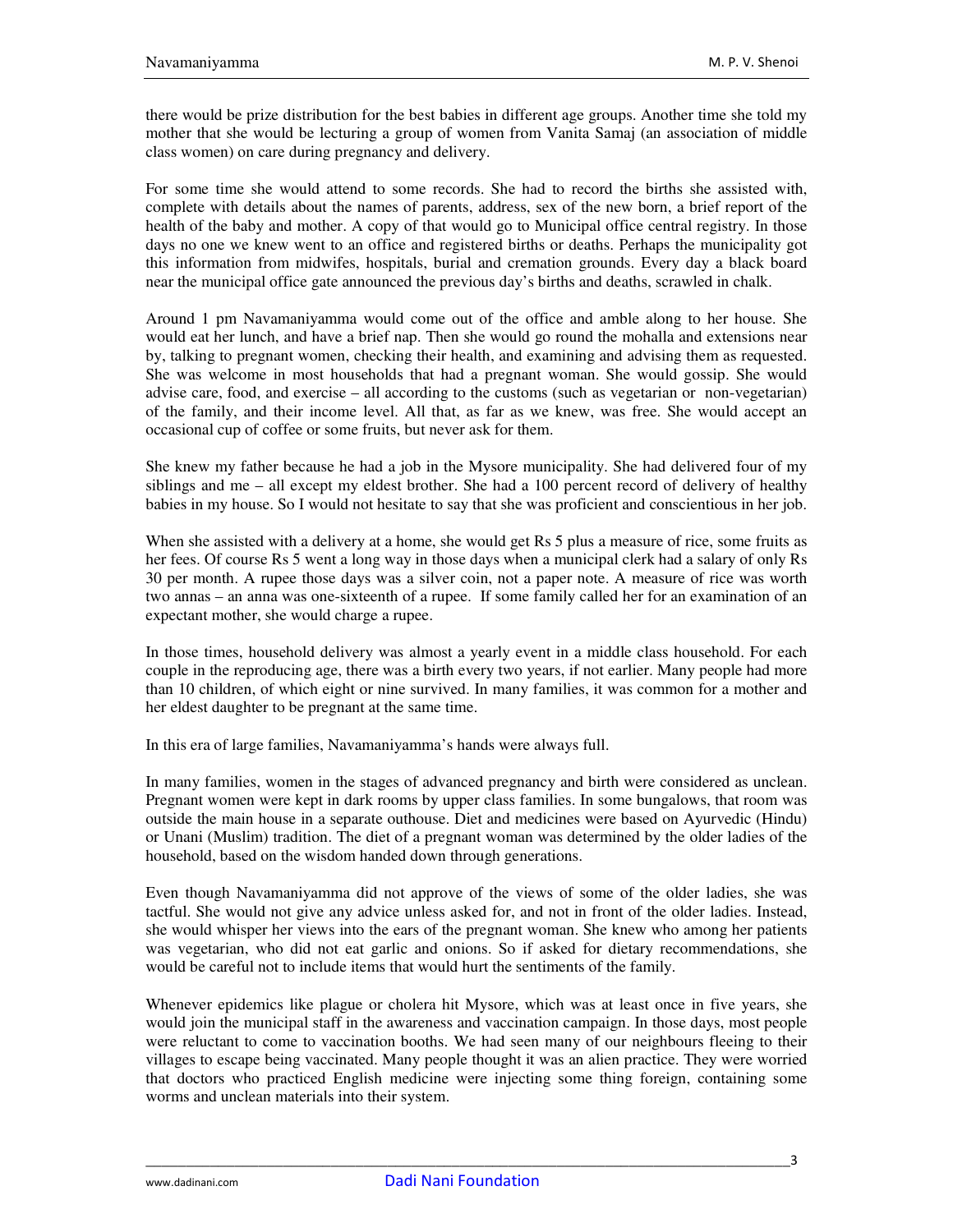there would be prize distribution for the best babies in different age groups. Another time she told my mother that she would be lecturing a group of women from Vanita Samaj (an association of middle class women) on care during pregnancy and delivery.

For some time she would attend to some records. She had to record the births she assisted with, complete with details about the names of parents, address, sex of the new born, a brief report of the health of the baby and mother. A copy of that would go to Municipal office central registry. In those days no one we knew went to an office and registered births or deaths. Perhaps the municipality got this information from midwifes, hospitals, burial and cremation grounds. Every day a black board near the municipal office gate announced the previous day's births and deaths, scrawled in chalk.

Around 1 pm Navamaniyamma would come out of the office and amble along to her house. She would eat her lunch, and have a brief nap. Then she would go round the mohalla and extensions near by, talking to pregnant women, checking their health, and examining and advising them as requested. She was welcome in most households that had a pregnant woman. She would gossip. She would advise care, food, and exercise – all according to the customs (such as vegetarian or non-vegetarian) of the family, and their income level. All that, as far as we knew, was free. She would accept an occasional cup of coffee or some fruits, but never ask for them.

She knew my father because he had a job in the Mysore municipality. She had delivered four of my siblings and me – all except my eldest brother. She had a 100 percent record of delivery of healthy babies in my house. So I would not hesitate to say that she was proficient and conscientious in her job.

When she assisted with a delivery at a home, she would get Rs 5 plus a measure of rice, some fruits as her fees. Of course Rs 5 went a long way in those days when a municipal clerk had a salary of only Rs 30 per month. A rupee those days was a silver coin, not a paper note. A measure of rice was worth two annas – an anna was one-sixteenth of a rupee. If some family called her for an examination of an expectant mother, she would charge a rupee.

In those times, household delivery was almost a yearly event in a middle class household. For each couple in the reproducing age, there was a birth every two years, if not earlier. Many people had more than 10 children, of which eight or nine survived. In many families, it was common for a mother and her eldest daughter to be pregnant at the same time.

In this era of large families, Navamaniyamma's hands were always full.

In many families, women in the stages of advanced pregnancy and birth were considered as unclean. Pregnant women were kept in dark rooms by upper class families. In some bungalows, that room was outside the main house in a separate outhouse. Diet and medicines were based on Ayurvedic (Hindu) or Unani (Muslim) tradition. The diet of a pregnant woman was determined by the older ladies of the household, based on the wisdom handed down through generations.

Even though Navamaniyamma did not approve of the views of some of the older ladies, she was tactful. She would not give any advice unless asked for, and not in front of the older ladies. Instead, she would whisper her views into the ears of the pregnant woman. She knew who among her patients was vegetarian, who did not eat garlic and onions. So if asked for dietary recommendations, she would be careful not to include items that would hurt the sentiments of the family.

Whenever epidemics like plague or cholera hit Mysore, which was at least once in five years, she would join the municipal staff in the awareness and vaccination campaign. In those days, most people were reluctant to come to vaccination booths. We had seen many of our neighbours fleeing to their villages to escape being vaccinated. Many people thought it was an alien practice. They were worried that doctors who practiced English medicine were injecting some thing foreign, containing some worms and unclean materials into their system.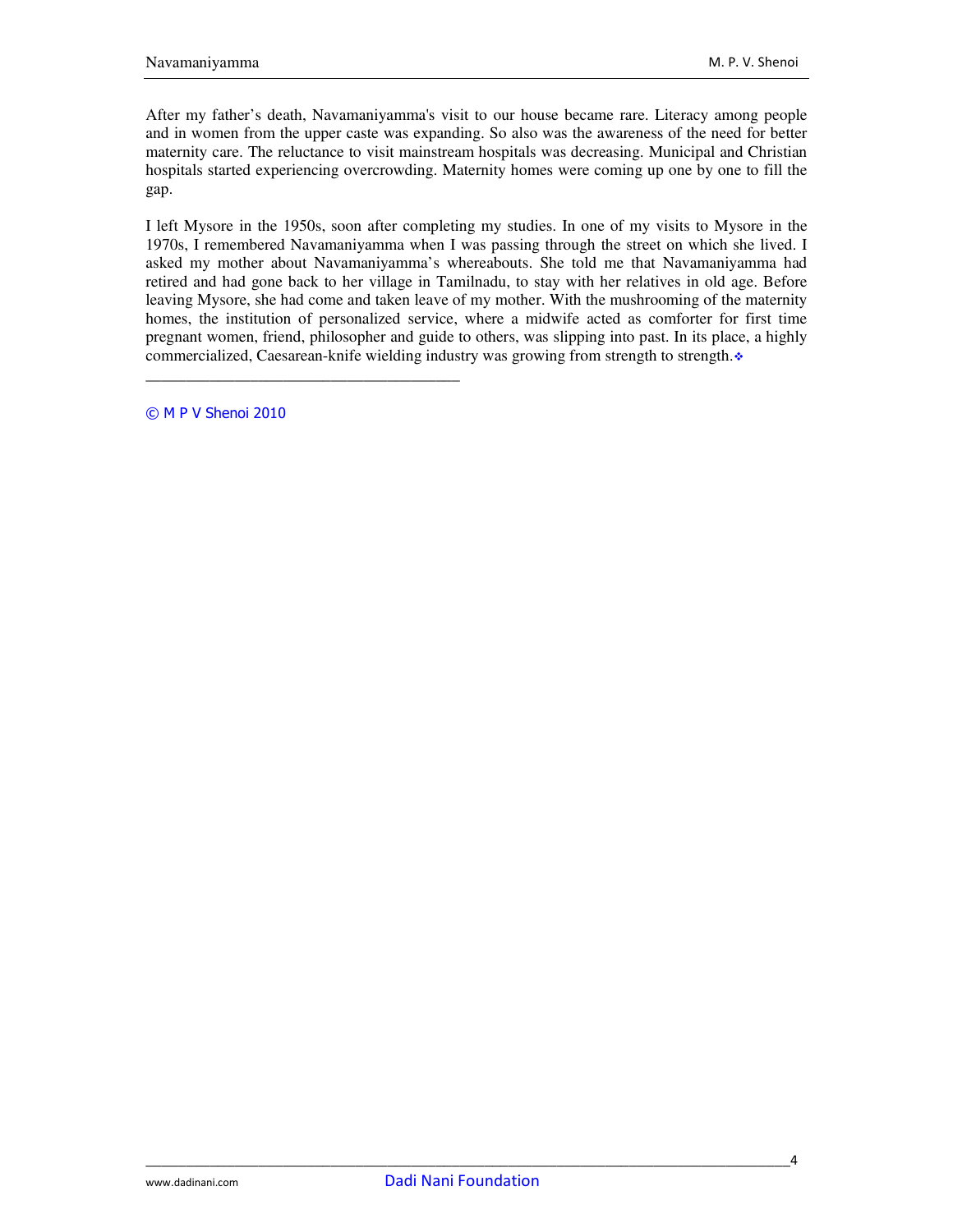After my father's death, Navamaniyamma's visit to our house became rare. Literacy among people and in women from the upper caste was expanding. So also was the awareness of the need for better maternity care. The reluctance to visit mainstream hospitals was decreasing. Municipal and Christian hospitals started experiencing overcrowding. Maternity homes were coming up one by one to fill the gap.

I left Mysore in the 1950s, soon after completing my studies. In one of my visits to Mysore in the 1970s, I remembered Navamaniyamma when I was passing through the street on which she lived. I asked my mother about Navamaniyamma's whereabouts. She told me that Navamaniyamma had retired and had gone back to her village in Tamilnadu, to stay with her relatives in old age. Before leaving Mysore, she had come and taken leave of my mother. With the mushrooming of the maternity homes, the institution of personalized service, where a midwife acted as comforter for first time pregnant women, friend, philosopher and guide to others, was slipping into past. In its place, a highly commercialized, Caesarean-knife wielding industry was growing from strength to strength.❖

---

© M P V Shenoi 2010